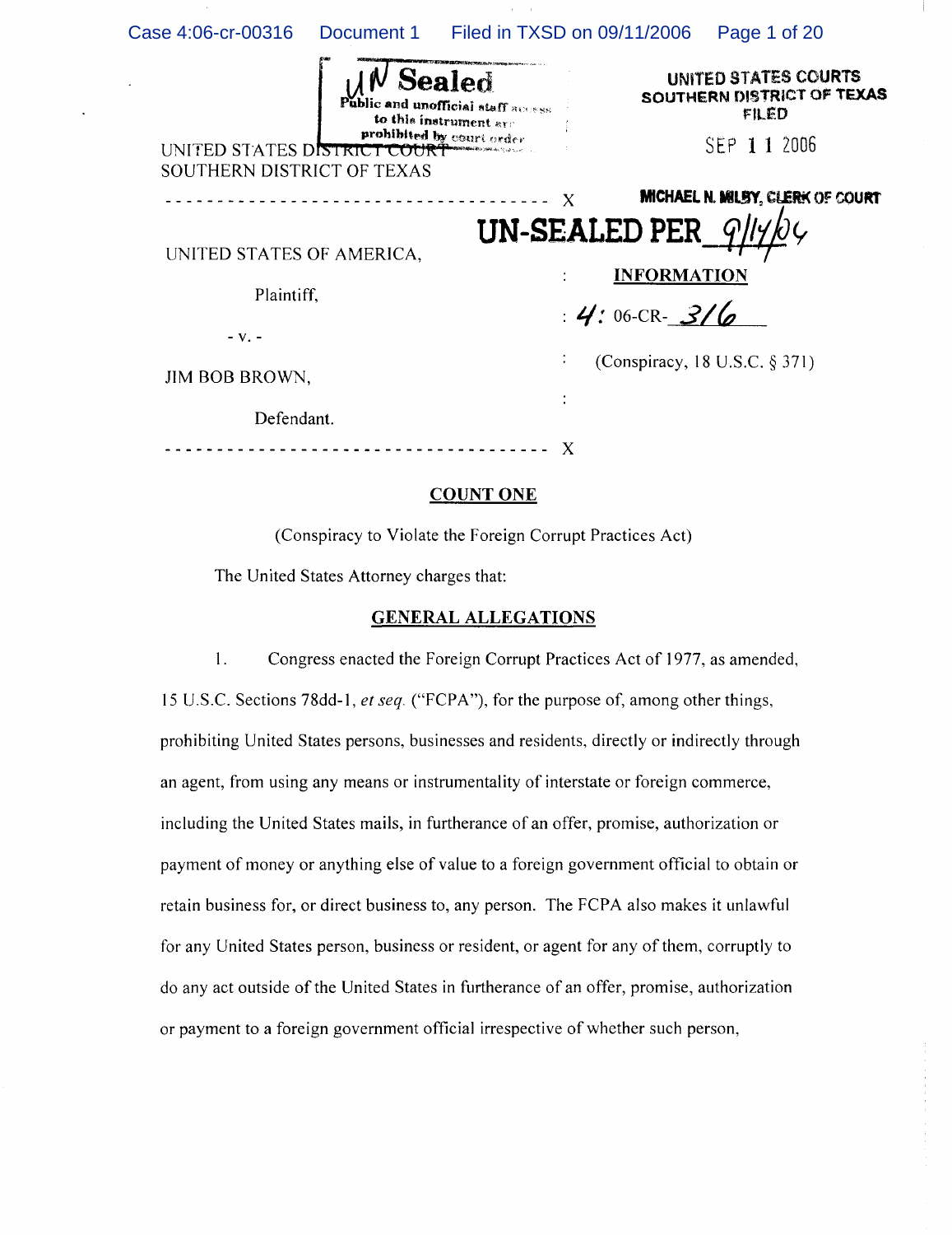UN Sealed
Public and unofficial staff access to this instrument are prohibited by court order

UNITED STATES COURTS
SOUTHERN DISTRICT OF TEXAS
FILED

SEP 11 2006

MICHAEL N. MILBY, CLERK OF COURT

UNITED STATES DISTRICT COURT
SOUTHERN DISTRICT OF TEXAS

UN-SEALED PER 9/14/06

UNITED STATES OF AMERICA,

Plaintiff,

- v. -

JIM BOB BROWN,

Defendant.

**INFORMATION**

4: 06-CR-316

(Conspiracy, 18 U.S.C. § 371)

## COUNT ONE

(Conspiracy to Violate the Foreign Corrupt Practices Act)

The United States Attorney charges that:

## GENERAL ALLEGATIONS

1. Congress enacted the Foreign Corrupt Practices Act of 1977, as amended, 15 U.S.C. Sections 78dd-1, *et seq.* ("FCPA"), for the purpose of, among other things, prohibiting United States persons, businesses and residents, directly or indirectly through an agent, from using any means or instrumentality of interstate or foreign commerce, including the United States mails, in furtherance of an offer, promise, authorization or payment of money or anything else of value to a foreign government official to obtain or retain business for, or direct business to, any person. The FCPA also makes it unlawful for any United States person, business or resident, or agent for any of them, corruptly to do any act outside of the United States in furtherance of an offer, promise, authorization or payment to a foreign government official irrespective of whether such person,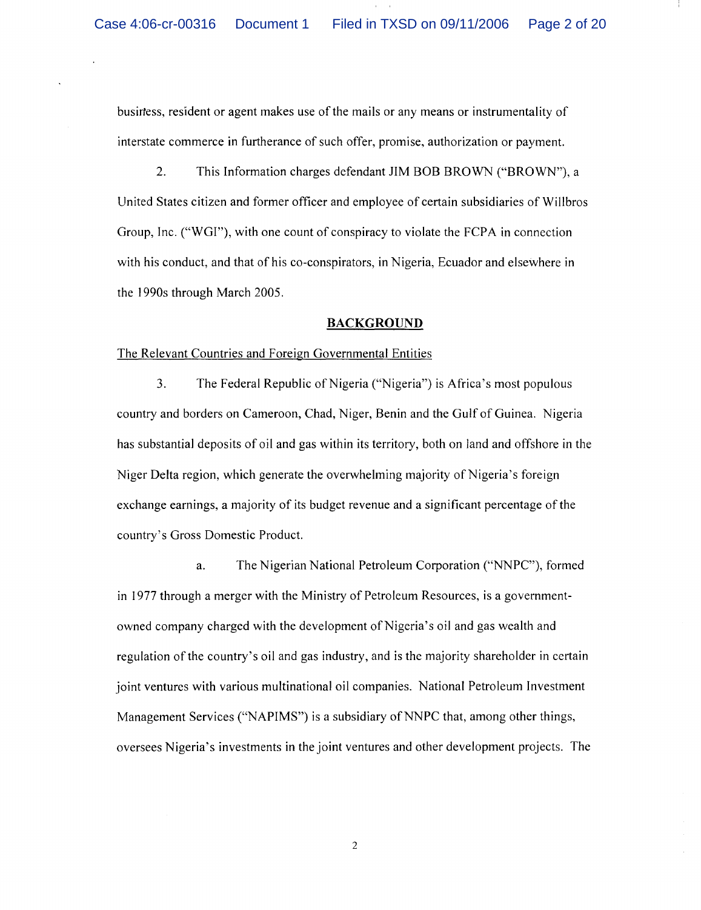business, resident or agent makes use of the mails or any means or instrumentality of interstate commerce in furtherance of such offer, promise, authorization or payment.

2. This Information charges defendant JIM BOB BROWN ("BROWN"), a United States citizen and former officer and employee of certain subsidiaries of Willbros Group, Inc. ("WGI"), with one count of conspiracy to violate the FCPA in connection with his conduct, and that of his co-conspirators, in Nigeria, Ecuador and elsewhere in the 1990s through March 2005.

## BACKGROUND

The Relevant Countries and Foreign Governmental Entities

3. The Federal Republic of Nigeria ("Nigeria") is Africa's most populous country and borders on Cameroon, Chad, Niger, Benin and the Gulf of Guinea. Nigeria has substantial deposits of oil and gas within its territory, both on land and offshore in the Niger Delta region, which generate the overwhelming majority of Nigeria's foreign exchange earnings, a majority of its budget revenue and a significant percentage of the country's Gross Domestic Product.

a. The Nigerian National Petroleum Corporation ("NNPC"), formed in 1977 through a merger with the Ministry of Petroleum Resources, is a government-owned company charged with the development of Nigeria's oil and gas wealth and regulation of the country's oil and gas industry, and is the majority shareholder in certain joint ventures with various multinational oil companies. National Petroleum Investment Management Services ("NAPIMS") is a subsidiary of NNPC that, among other things, oversees Nigeria's investments in the joint ventures and other development projects. The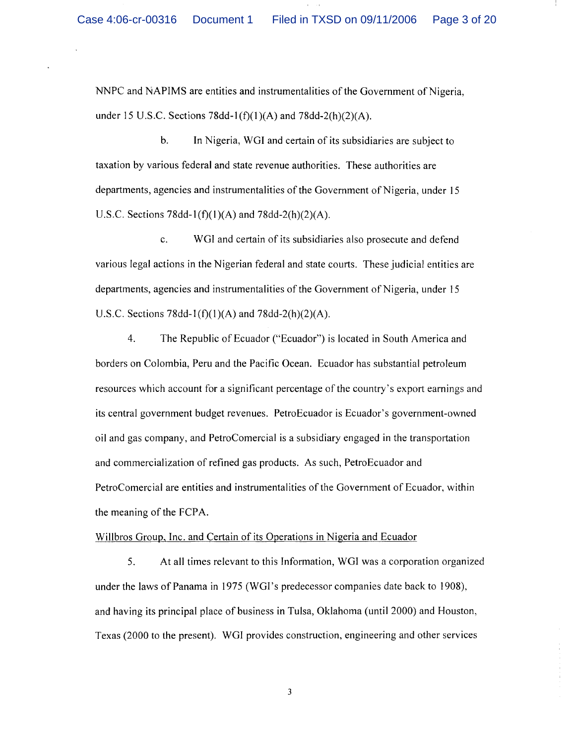NNPC and NAPIMS are entities and instrumentalities of the Government of Nigeria, under 15 U.S.C. Sections 78dd-1(f)(1)(A) and 78dd-2(h)(2)(A).

b. In Nigeria, WGI and certain of its subsidiaries are subject to taxation by various federal and state revenue authorities. These authorities are departments, agencies and instrumentalities of the Government of Nigeria, under 15 U.S.C. Sections 78dd-1(f)(1)(A) and 78dd-2(h)(2)(A).

c. WGI and certain of its subsidiaries also prosecute and defend various legal actions in the Nigerian federal and state courts. These judicial entities are departments, agencies and instrumentalities of the Government of Nigeria, under 15 U.S.C. Sections 78dd-1(f)(1)(A) and 78dd-2(h)(2)(A).

4. The Republic of Ecuador ("Ecuador") is located in South America and borders on Colombia, Peru and the Pacific Ocean. Ecuador has substantial petroleum resources which account for a significant percentage of the country's export earnings and its central government budget revenues. PetroEcuador is Ecuador's government-owned oil and gas company, and PetroComercial is a subsidiary engaged in the transportation and commercialization of refined gas products. As such, PetroEcuador and PetroComercial are entities and instrumentalities of the Government of Ecuador, within the meaning of the FCPA.

Willbros Group, Inc. and Certain of its Operations in Nigeria and Ecuador

5. At all times relevant to this Information, WGI was a corporation organized under the laws of Panama in 1975 (WGI's predecessor companies date back to 1908), and having its principal place of business in Tulsa, Oklahoma (until 2000) and Houston, Texas (2000 to the present). WGI provides construction, engineering and other services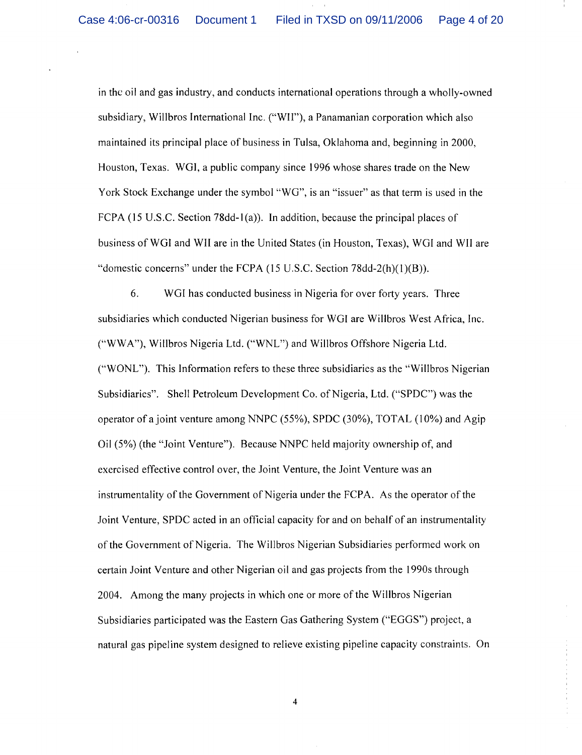in the oil and gas industry, and conducts international operations through a wholly-owned subsidiary, Willbros International Inc. ("WII"), a Panamanian corporation which also maintained its principal place of business in Tulsa, Oklahoma and, beginning in 2000, Houston, Texas. WGI, a public company since 1996 whose shares trade on the New York Stock Exchange under the symbol "WG", is an "issuer" as that term is used in the FCPA (15 U.S.C. Section 78dd-1(a)). In addition, because the principal places of business of WGI and WII are in the United States (in Houston, Texas), WGI and WII are "domestic concerns" under the FCPA (15 U.S.C. Section 78dd-2(h)(1)(B)).

6. WGI has conducted business in Nigeria for over forty years. Three subsidiaries which conducted Nigerian business for WGI are Willbros West Africa, Inc. ("WWA"), Willbros Nigeria Ltd. ("WNL") and Willbros Offshore Nigeria Ltd. ("WONL"). This Information refers to these three subsidiaries as the "Willbros Nigerian Subsidiaries". Shell Petroleum Development Co. of Nigeria, Ltd. ("SPDC") was the operator of a joint venture among NNPC (55%), SPDC (30%), TOTAL (10%) and Agip Oil (5%) (the "Joint Venture"). Because NNPC held majority ownership of, and exercised effective control over, the Joint Venture, the Joint Venture was an instrumentality of the Government of Nigeria under the FCPA. As the operator of the Joint Venture, SPDC acted in an official capacity for and on behalf of an instrumentality of the Government of Nigeria. The Willbros Nigerian Subsidiaries performed work on certain Joint Venture and other Nigerian oil and gas projects from the 1990s through 2004. Among the many projects in which one or more of the Willbros Nigerian Subsidiaries participated was the Eastern Gas Gathering System ("EGGS") project, a natural gas pipeline system designed to relieve existing pipeline capacity constraints. On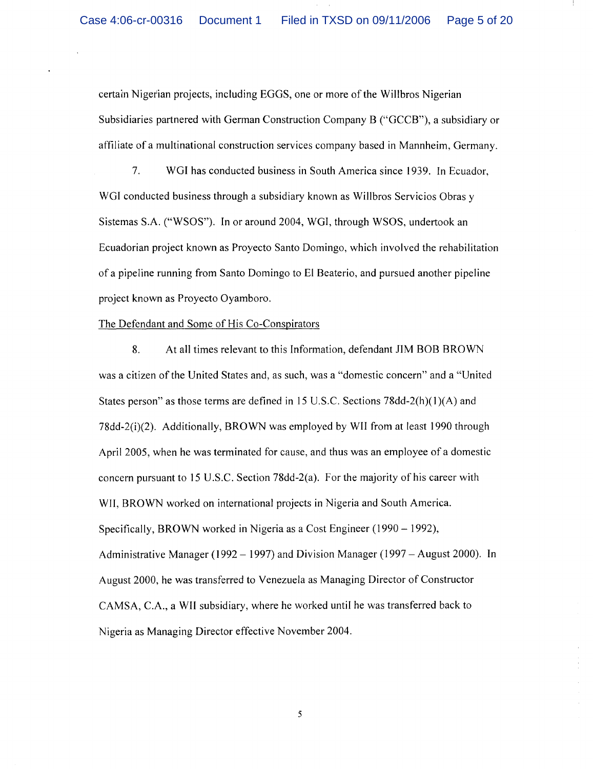certain Nigerian projects, including EGGS, one or more of the Willbros Nigerian Subsidiaries partnered with German Construction Company B ("GCCB"), a subsidiary or affiliate of a multinational construction services company based in Mannheim, Germany.

7. WGI has conducted business in South America since 1939. In Ecuador, WGI conducted business through a subsidiary known as Willbros Servicios Obras y Sistemas S.A. ("WSOS"). In or around 2004, WGI, through WSOS, undertook an Ecuadorian project known as Proyecto Santo Domingo, which involved the rehabilitation of a pipeline running from Santo Domingo to El Beaterio, and pursued another pipeline project known as Proyecto Oyamboro.

The Defendant and Some of His Co-Conspirators

8. At all times relevant to this Information, defendant JIM BOB BROWN was a citizen of the United States and, as such, was a "domestic concern" and a "United States person" as those terms are defined in 15 U.S.C. Sections 78dd-2(h)(1)(A) and 78dd-2(i)(2). Additionally, BROWN was employed by WII from at least 1990 through April 2005, when he was terminated for cause, and thus was an employee of a domestic concern pursuant to 15 U.S.C. Section 78dd-2(a). For the majority of his career with WII, BROWN worked on international projects in Nigeria and South America. Specifically, BROWN worked in Nigeria as a Cost Engineer (1990 – 1992), Administrative Manager (1992 – 1997) and Division Manager (1997 – August 2000). In August 2000, he was transferred to Venezuela as Managing Director of Constructor CAMSA, C.A., a WII subsidiary, where he worked until he was transferred back to Nigeria as Managing Director effective November 2004.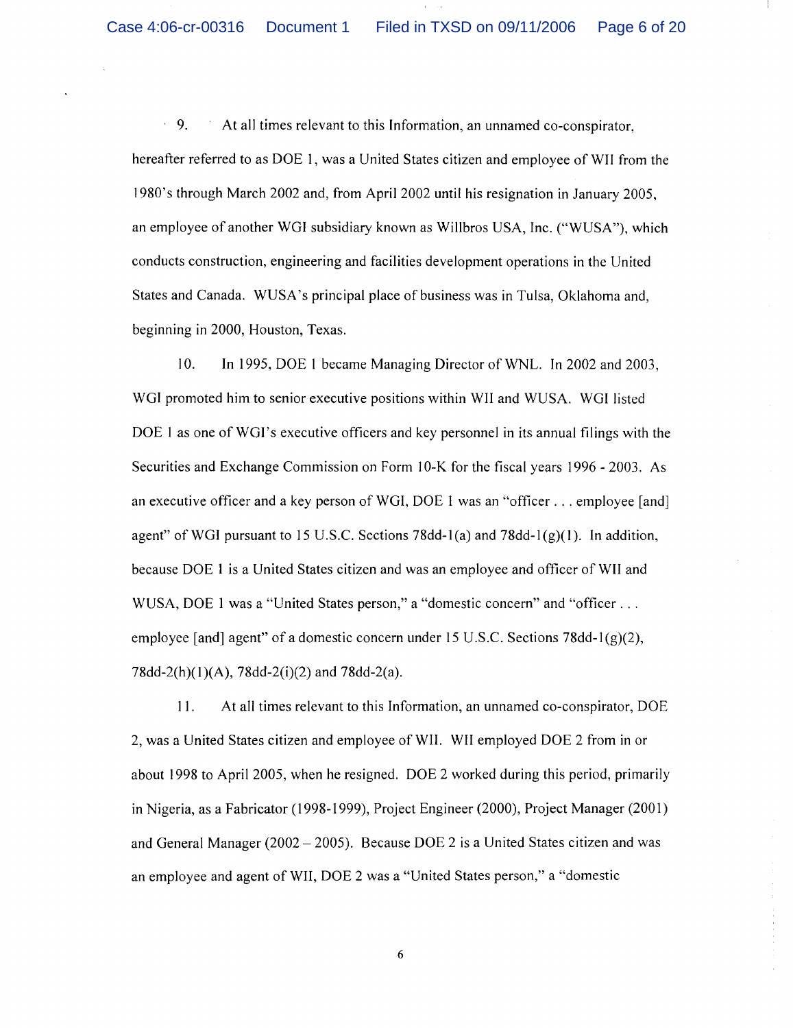9. At all times relevant to this Information, an unnamed co-conspirator, hereafter referred to as DOE 1, was a United States citizen and employee of WII from the 1980's through March 2002 and, from April 2002 until his resignation in January 2005, an employee of another WGI subsidiary known as Willbros USA, Inc. ("WUSA"), which conducts construction, engineering and facilities development operations in the United States and Canada. WUSA's principal place of business was in Tulsa, Oklahoma and, beginning in 2000, Houston, Texas.

10. In 1995, DOE 1 became Managing Director of WNL. In 2002 and 2003, WGI promoted him to senior executive positions within WII and WUSA. WGI listed DOE 1 as one of WGI's executive officers and key personnel in its annual filings with the Securities and Exchange Commission on Form 10-K for the fiscal years 1996 - 2003. As an executive officer and a key person of WGI, DOE 1 was an "officer . . . employee [and] agent" of WGI pursuant to 15 U.S.C. Sections 78dd-1(a) and 78dd-1(g)(1). In addition, because DOE 1 is a United States citizen and was an employee and officer of WII and WUSA, DOE 1 was a "United States person," a "domestic concern" and "officer . . . employee [and] agent" of a domestic concern under 15 U.S.C. Sections 78dd-1(g)(2), 78dd-2(h)(1)(A), 78dd-2(i)(2) and 78dd-2(a).

11. At all times relevant to this Information, an unnamed co-conspirator, DOE 2, was a United States citizen and employee of WII. WII employed DOE 2 from in or about 1998 to April 2005, when he resigned. DOE 2 worked during this period, primarily in Nigeria, as a Fabricator (1998-1999), Project Engineer (2000), Project Manager (2001) and General Manager (2002 – 2005). Because DOE 2 is a United States citizen and was an employee and agent of WII, DOE 2 was a "United States person," a "domestic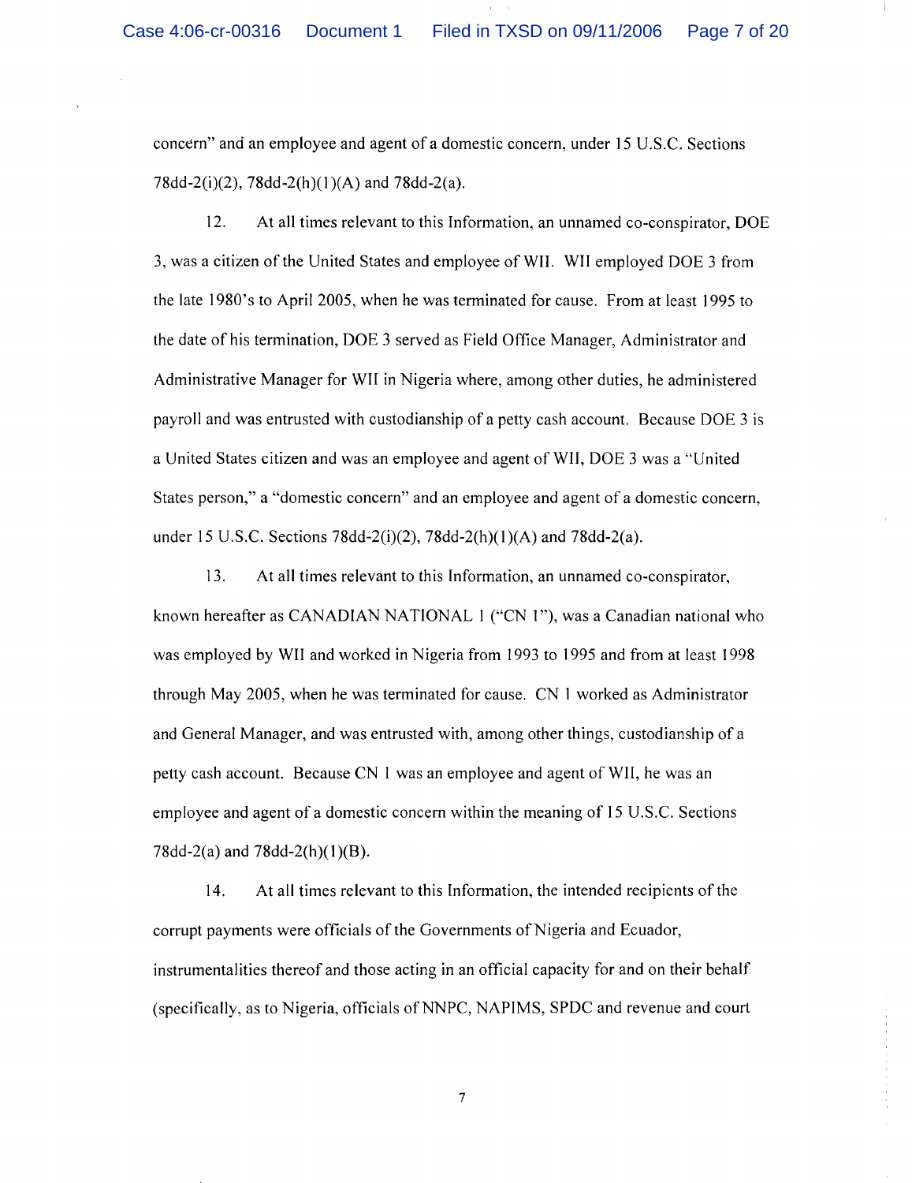concern" and an employee and agent of a domestic concern, under 15 U.S.C. Sections 78dd-2(i)(2), 78dd-2(h)(1)(A) and 78dd-2(a).

12. At all times relevant to this Information, an unnamed co-conspirator, DOE 3, was a citizen of the United States and employee of WII. WII employed DOE 3 from the late 1980's to April 2005, when he was terminated for cause. From at least 1995 to the date of his termination, DOE 3 served as Field Office Manager, Administrator and Administrative Manager for WII in Nigeria where, among other duties, he administered payroll and was entrusted with custodianship of a petty cash account. Because DOE 3 is a United States citizen and was an employee and agent of WII, DOE 3 was a "United States person," a "domestic concern" and an employee and agent of a domestic concern, under 15 U.S.C. Sections 78dd-2(i)(2), 78dd-2(h)(1)(A) and 78dd-2(a).

13. At all times relevant to this Information, an unnamed co-conspirator, known hereafter as CANADIAN NATIONAL 1 ("CN 1"), was a Canadian national who was employed by WII and worked in Nigeria from 1993 to 1995 and from at least 1998 through May 2005, when he was terminated for cause. CN 1 worked as Administrator and General Manager, and was entrusted with, among other things, custodianship of a petty cash account. Because CN 1 was an employee and agent of WII, he was an employee and agent of a domestic concern within the meaning of 15 U.S.C. Sections 78dd-2(a) and 78dd-2(h)(1)(B).

14. At all times relevant to this Information, the intended recipients of the corrupt payments were officials of the Governments of Nigeria and Ecuador, instrumentalities thereof and those acting in an official capacity for and on their behalf (specifically, as to Nigeria, officials of NNPC, NAPIMS, SPDC and revenue and court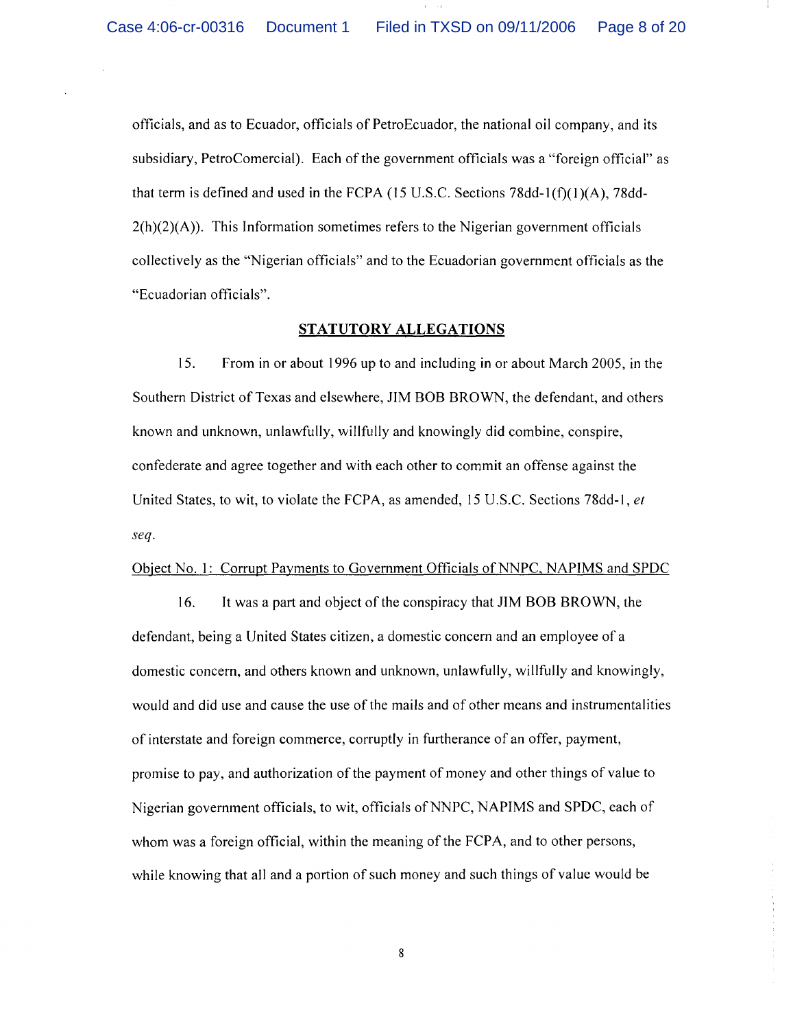officials, and as to Ecuador, officials of PetroEcuador, the national oil company, and its subsidiary, PetroComercial). Each of the government officials was a "foreign official" as that term is defined and used in the FCPA (15 U.S.C. Sections 78dd-1(f)(1)(A), 78dd-2(h)(2)(A)). This Information sometimes refers to the Nigerian government officials collectively as the "Nigerian officials" and to the Ecuadorian government officials as the "Ecuadorian officials".

## STATUTORY ALLEGATIONS

15. From in or about 1996 up to and including in or about March 2005, in the Southern District of Texas and elsewhere, JIM BOB BROWN, the defendant, and others known and unknown, unlawfully, willfully and knowingly did combine, conspire, confederate and agree together and with each other to commit an offense against the United States, to wit, to violate the FCPA, as amended, 15 U.S.C. Sections 78dd-1, *et seq.*

Object No. 1: Corrupt Payments to Government Officials of NNPC, NAPIMS and SPDC

16. It was a part and object of the conspiracy that JIM BOB BROWN, the defendant, being a United States citizen, a domestic concern and an employee of a domestic concern, and others known and unknown, unlawfully, willfully and knowingly, would and did use and cause the use of the mails and of other means and instrumentalities of interstate and foreign commerce, corruptly in furtherance of an offer, payment, promise to pay, and authorization of the payment of money and other things of value to Nigerian government officials, to wit, officials of NNPC, NAPIMS and SPDC, each of whom was a foreign official, within the meaning of the FCPA, and to other persons, while knowing that all and a portion of such money and such things of value would be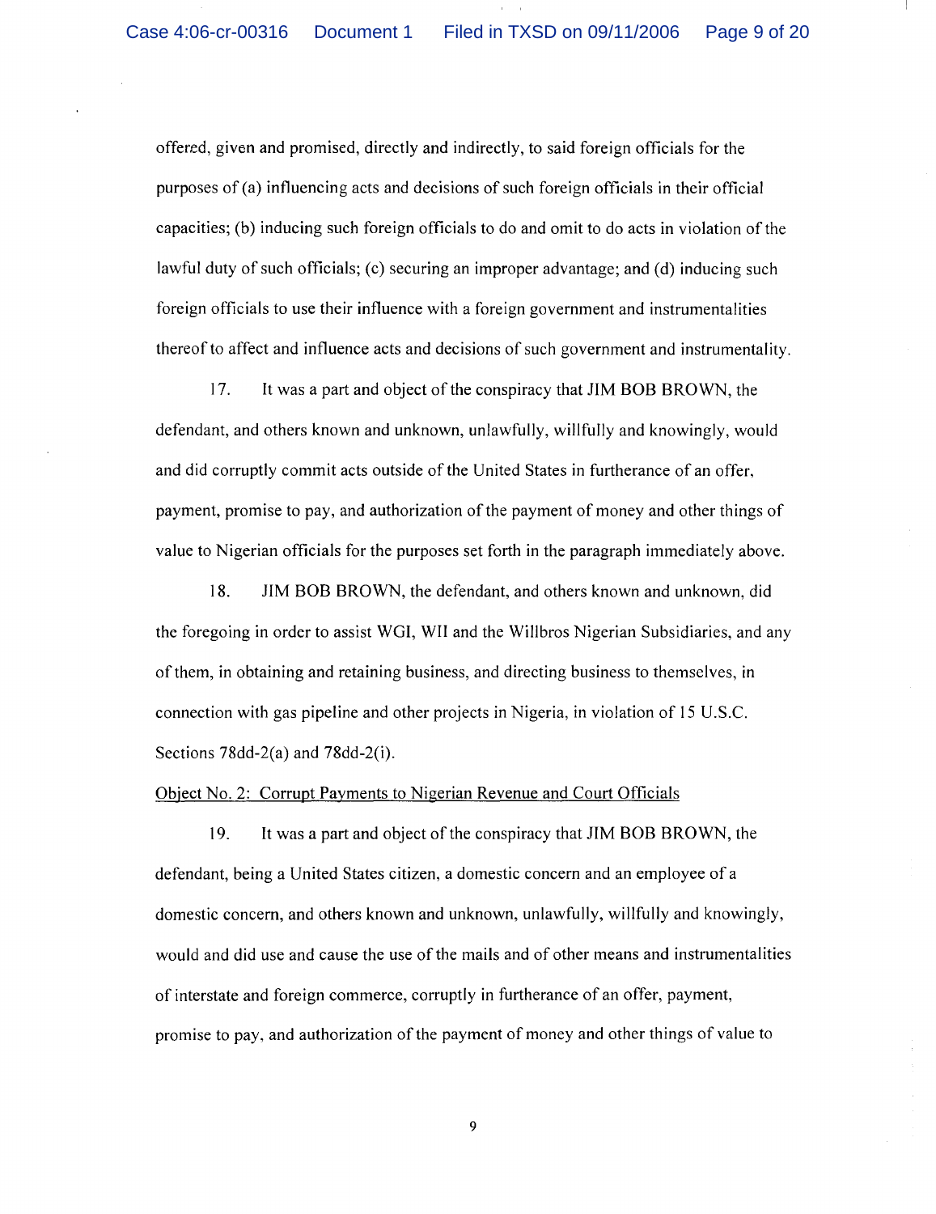offered, given and promised, directly and indirectly, to said foreign officials for the purposes of (a) influencing acts and decisions of such foreign officials in their official capacities; (b) inducing such foreign officials to do and omit to do acts in violation of the lawful duty of such officials; (c) securing an improper advantage; and (d) inducing such foreign officials to use their influence with a foreign government and instrumentalities thereof to affect and influence acts and decisions of such government and instrumentality.

17. It was a part and object of the conspiracy that JIM BOB BROWN, the defendant, and others known and unknown, unlawfully, willfully and knowingly, would and did corruptly commit acts outside of the United States in furtherance of an offer, payment, promise to pay, and authorization of the payment of money and other things of value to Nigerian officials for the purposes set forth in the paragraph immediately above.

18. JIM BOB BROWN, the defendant, and others known and unknown, did the foregoing in order to assist WGI, WII and the Willbros Nigerian Subsidiaries, and any of them, in obtaining and retaining business, and directing business to themselves, in connection with gas pipeline and other projects in Nigeria, in violation of 15 U.S.C. Sections 78dd-2(a) and 78dd-2(i).

Object No. 2: Corrupt Payments to Nigerian Revenue and Court Officials

19. It was a part and object of the conspiracy that JIM BOB BROWN, the defendant, being a United States citizen, a domestic concern and an employee of a domestic concern, and others known and unknown, unlawfully, willfully and knowingly, would and did use and cause the use of the mails and of other means and instrumentalities of interstate and foreign commerce, corruptly in furtherance of an offer, payment, promise to pay, and authorization of the payment of money and other things of value to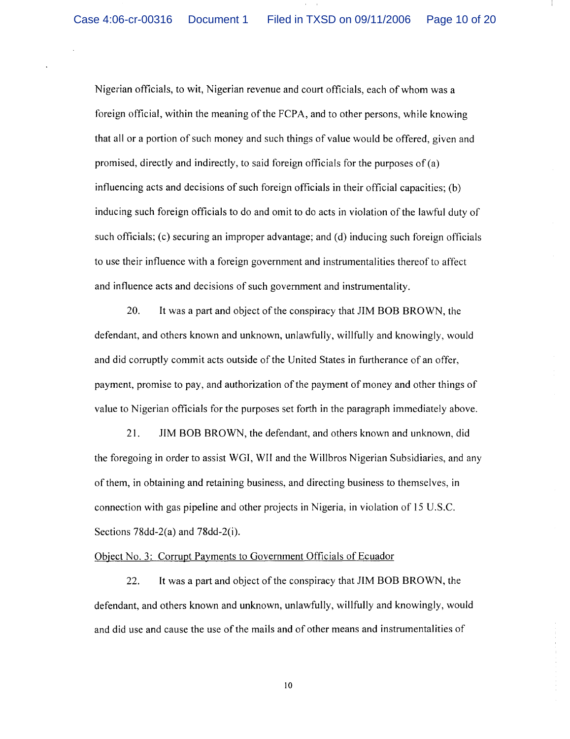Nigerian officials, to wit, Nigerian revenue and court officials, each of whom was a foreign official, within the meaning of the FCPA, and to other persons, while knowing that all or a portion of such money and such things of value would be offered, given and promised, directly and indirectly, to said foreign officials for the purposes of (a) influencing acts and decisions of such foreign officials in their official capacities; (b) inducing such foreign officials to do and omit to do acts in violation of the lawful duty of such officials; (c) securing an improper advantage; and (d) inducing such foreign officials to use their influence with a foreign government and instrumentalities thereof to affect and influence acts and decisions of such government and instrumentality.

20. It was a part and object of the conspiracy that JIM BOB BROWN, the defendant, and others known and unknown, unlawfully, willfully and knowingly, would and did corruptly commit acts outside of the United States in furtherance of an offer, payment, promise to pay, and authorization of the payment of money and other things of value to Nigerian officials for the purposes set forth in the paragraph immediately above.

21. JIM BOB BROWN, the defendant, and others known and unknown, did the foregoing in order to assist WGI, WII and the Willbros Nigerian Subsidiaries, and any of them, in obtaining and retaining business, and directing business to themselves, in connection with gas pipeline and other projects in Nigeria, in violation of 15 U.S.C. Sections 78dd-2(a) and 78dd-2(i).

Object No. 3: Corrupt Payments to Government Officials of Ecuador

22. It was a part and object of the conspiracy that JIM BOB BROWN, the defendant, and others known and unknown, unlawfully, willfully and knowingly, would and did use and cause the use of the mails and of other means and instrumentalities of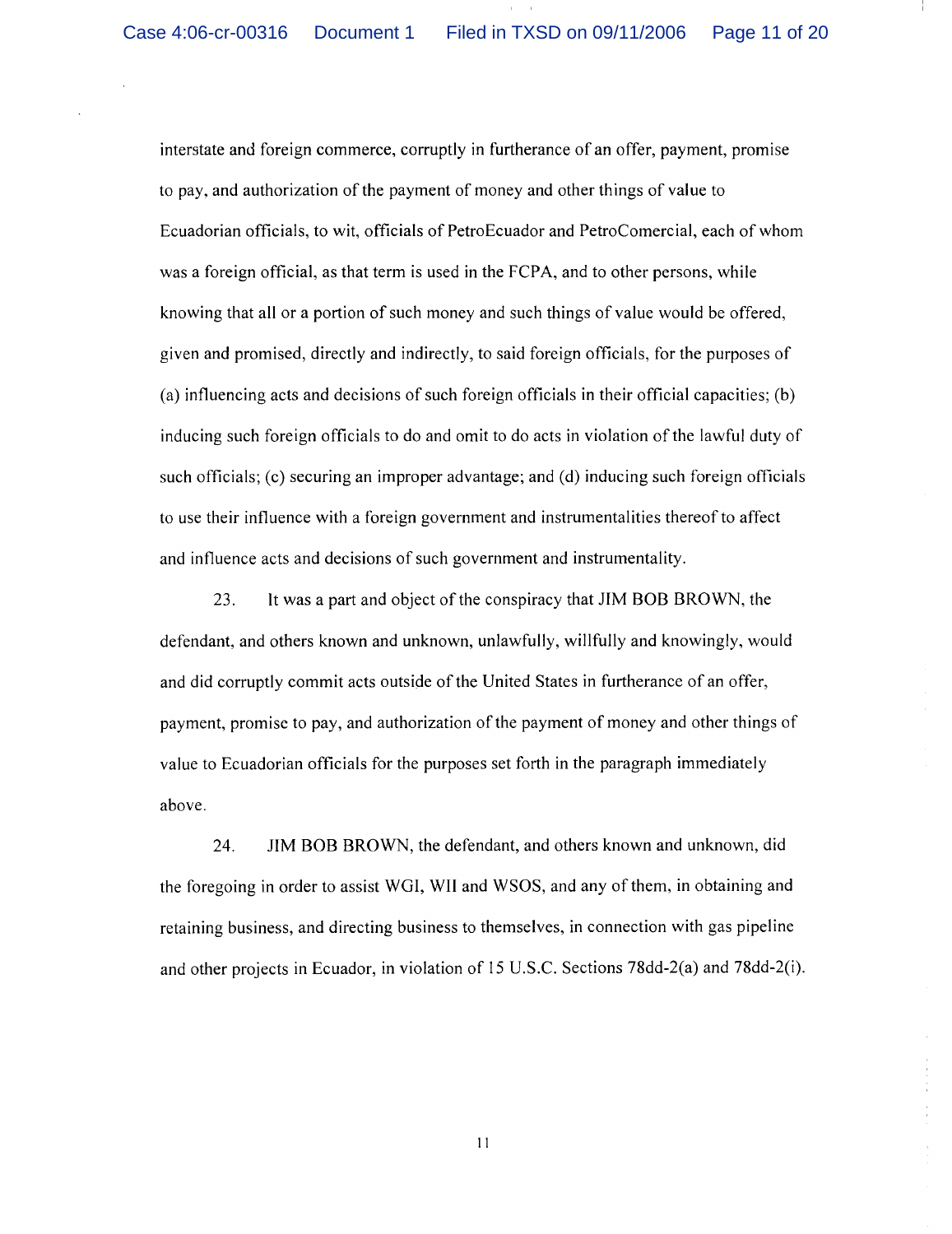interstate and foreign commerce, corruptly in furtherance of an offer, payment, promise to pay, and authorization of the payment of money and other things of value to Ecuadorian officials, to wit, officials of PetroEcuador and PetroComercial, each of whom was a foreign official, as that term is used in the FCPA, and to other persons, while knowing that all or a portion of such money and such things of value would be offered, given and promised, directly and indirectly, to said foreign officials, for the purposes of (a) influencing acts and decisions of such foreign officials in their official capacities; (b) inducing such foreign officials to do and omit to do acts in violation of the lawful duty of such officials; (c) securing an improper advantage; and (d) inducing such foreign officials to use their influence with a foreign government and instrumentalities thereof to affect and influence acts and decisions of such government and instrumentality.

23. It was a part and object of the conspiracy that JIM BOB BROWN, the defendant, and others known and unknown, unlawfully, willfully and knowingly, would and did corruptly commit acts outside of the United States in furtherance of an offer, payment, promise to pay, and authorization of the payment of money and other things of value to Ecuadorian officials for the purposes set forth in the paragraph immediately above.

24. JIM BOB BROWN, the defendant, and others known and unknown, did the foregoing in order to assist WGI, WII and WSOS, and any of them, in obtaining and retaining business, and directing business to themselves, in connection with gas pipeline and other projects in Ecuador, in violation of 15 U.S.C. Sections 78dd-2(a) and 78dd-2(i).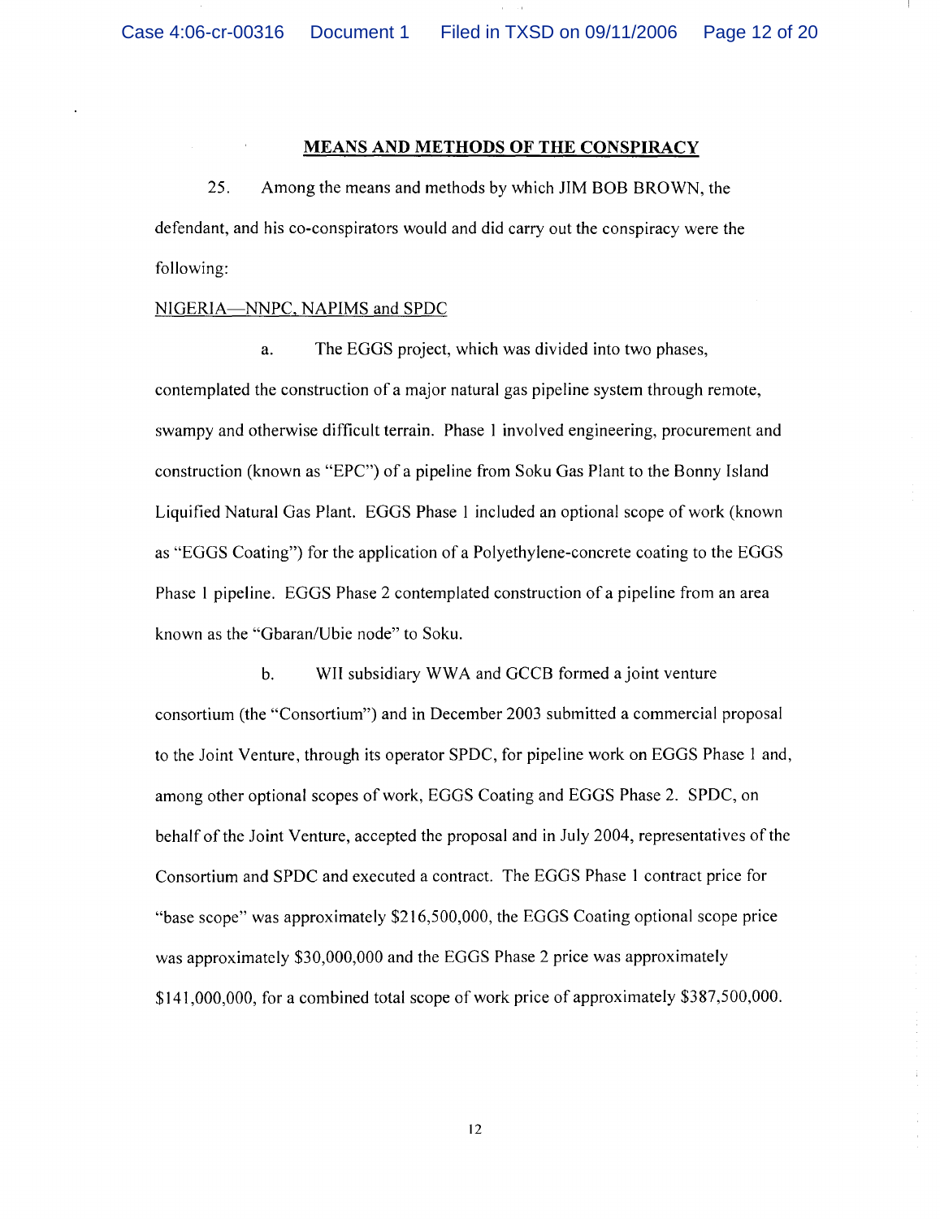**MEANS AND METHODS OF THE CONSPIRACY**

25. Among the means and methods by which JIM BOB BROWN, the defendant, and his co-conspirators would and did carry out the conspiracy were the following:

NIGERIA—NNPC, NAPIMS and SPDC

a. The EGGS project, which was divided into two phases, contemplated the construction of a major natural gas pipeline system through remote, swampy and otherwise difficult terrain. Phase 1 involved engineering, procurement and construction (known as "EPC") of a pipeline from Soku Gas Plant to the Bonny Island Liquified Natural Gas Plant. EGGS Phase 1 included an optional scope of work (known as "EGGS Coating") for the application of a Polyethylene-concrete coating to the EGGS Phase 1 pipeline. EGGS Phase 2 contemplated construction of a pipeline from an area known as the "Gbaran/Ubie node" to Soku.

b. WII subsidiary WWA and GCCB formed a joint venture consortium (the "Consortium") and in December 2003 submitted a commercial proposal to the Joint Venture, through its operator SPDC, for pipeline work on EGGS Phase 1 and, among other optional scopes of work, EGGS Coating and EGGS Phase 2. SPDC, on behalf of the Joint Venture, accepted the proposal and in July 2004, representatives of the Consortium and SPDC and executed a contract. The EGGS Phase 1 contract price for "base scope" was approximately $216,500,000, the EGGS Coating optional scope price was approximately $30,000,000 and the EGGS Phase 2 price was approximately $141,000,000, for a combined total scope of work price of approximately $387,500,000.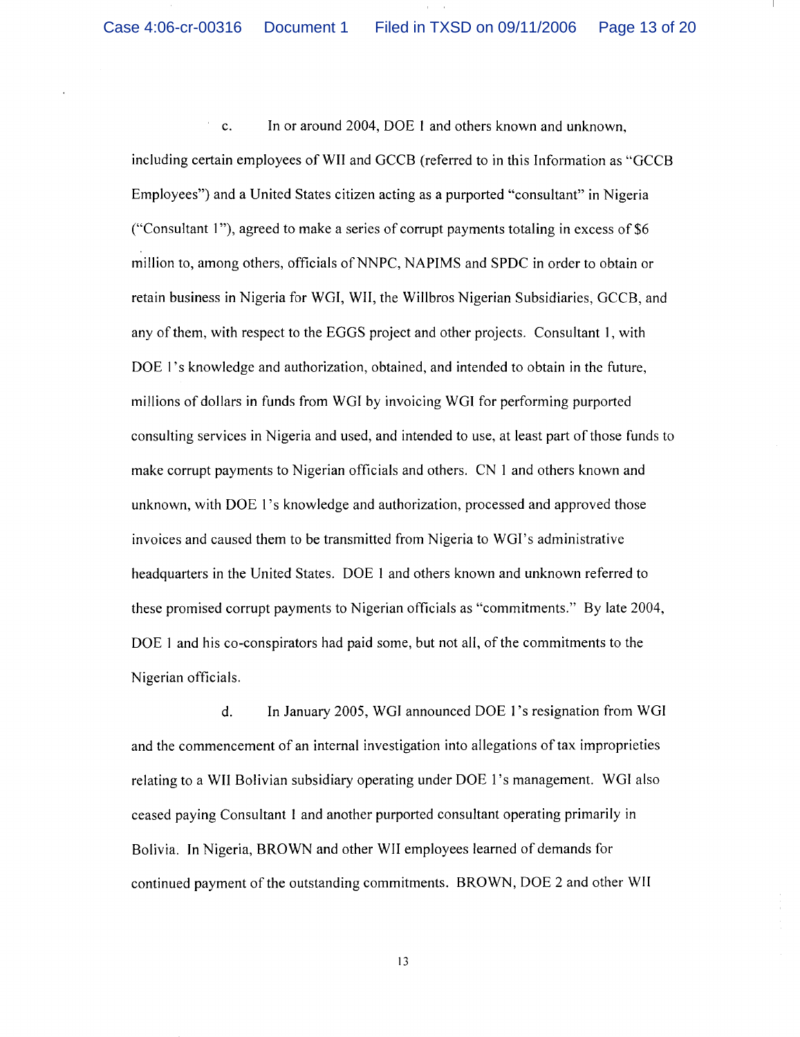c. In or around 2004, DOE 1 and others known and unknown, including certain employees of WII and GCCB (referred to in this Information as "GCCB Employees") and a United States citizen acting as a purported "consultant" in Nigeria ("Consultant 1"), agreed to make a series of corrupt payments totaling in excess of $6 million to, among others, officials of NNPC, NAPIMS and SPDC in order to obtain or retain business in Nigeria for WGI, WII, the Willbros Nigerian Subsidiaries, GCCB, and any of them, with respect to the EGGS project and other projects. Consultant 1, with DOE 1's knowledge and authorization, obtained, and intended to obtain in the future, millions of dollars in funds from WGI by invoicing WGI for performing purported consulting services in Nigeria and used, and intended to use, at least part of those funds to make corrupt payments to Nigerian officials and others. CN 1 and others known and unknown, with DOE 1's knowledge and authorization, processed and approved those invoices and caused them to be transmitted from Nigeria to WGI's administrative headquarters in the United States. DOE 1 and others known and unknown referred to these promised corrupt payments to Nigerian officials as "commitments." By late 2004, DOE 1 and his co-conspirators had paid some, but not all, of the commitments to the Nigerian officials.

d. In January 2005, WGI announced DOE 1's resignation from WGI and the commencement of an internal investigation into allegations of tax improprieties relating to a WII Bolivian subsidiary operating under DOE 1's management. WGI also ceased paying Consultant 1 and another purported consultant operating primarily in Bolivia. In Nigeria, BROWN and other WII employees learned of demands for continued payment of the outstanding commitments. BROWN, DOE 2 and other WII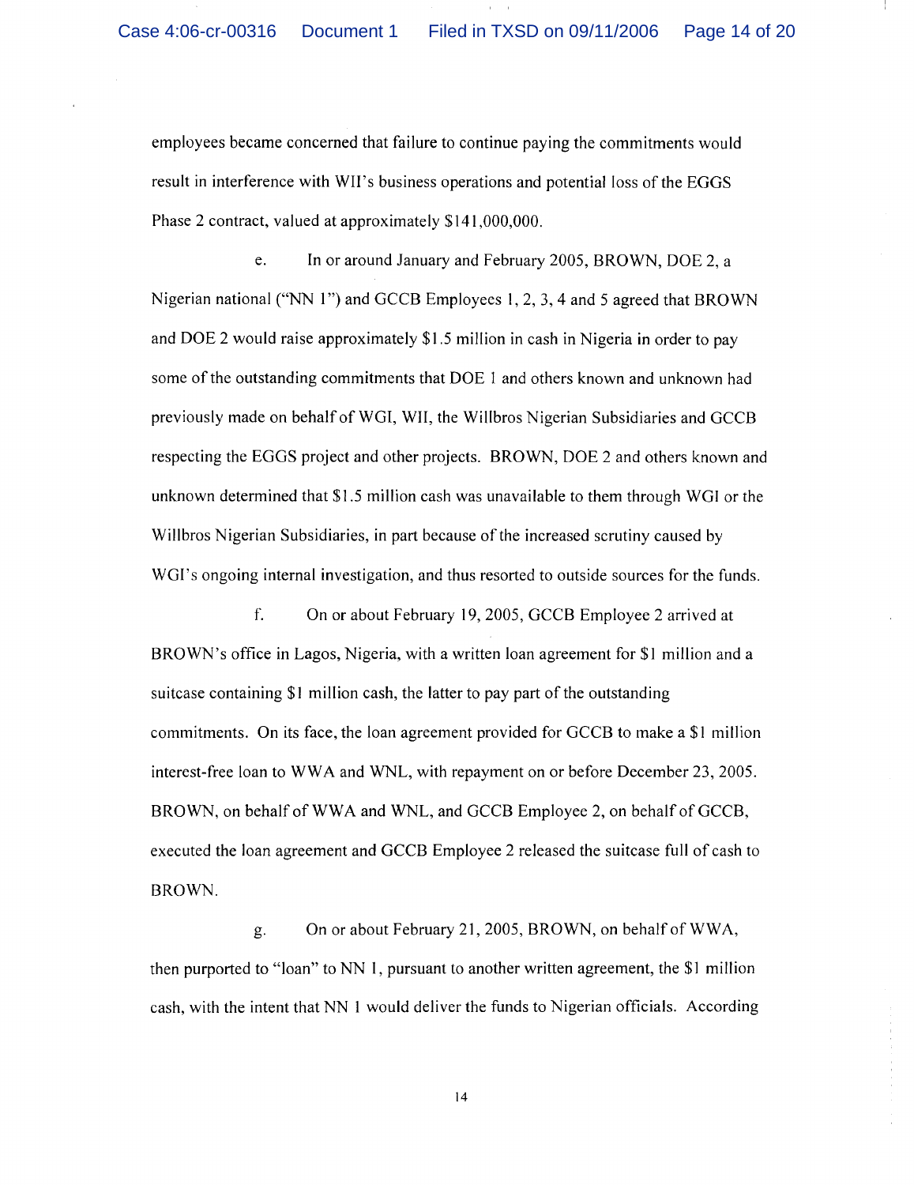employees became concerned that failure to continue paying the commitments would result in interference with WII's business operations and potential loss of the EGGS Phase 2 contract, valued at approximately $141,000,000.

e. In or around January and February 2005, BROWN, DOE 2, a Nigerian national ("NN 1") and GCCB Employees 1, 2, 3, 4 and 5 agreed that BROWN and DOE 2 would raise approximately $1.5 million in cash in Nigeria in order to pay some of the outstanding commitments that DOE 1 and others known and unknown had previously made on behalf of WGI, WII, the Willbros Nigerian Subsidiaries and GCCB respecting the EGGS project and other projects. BROWN, DOE 2 and others known and unknown determined that $1.5 million cash was unavailable to them through WGI or the Willbros Nigerian Subsidiaries, in part because of the increased scrutiny caused by WGI's ongoing internal investigation, and thus resorted to outside sources for the funds.

f. On or about February 19, 2005, GCCB Employee 2 arrived at BROWN's office in Lagos, Nigeria, with a written loan agreement for $1 million and a suitcase containing $1 million cash, the latter to pay part of the outstanding commitments. On its face, the loan agreement provided for GCCB to make a $1 million interest-free loan to WWA and WNL, with repayment on or before December 23, 2005. BROWN, on behalf of WWA and WNL, and GCCB Employee 2, on behalf of GCCB, executed the loan agreement and GCCB Employee 2 released the suitcase full of cash to BROWN.

g. On or about February 21, 2005, BROWN, on behalf of WWA, then purported to "loan" to NN 1, pursuant to another written agreement, the $1 million cash, with the intent that NN 1 would deliver the funds to Nigerian officials. According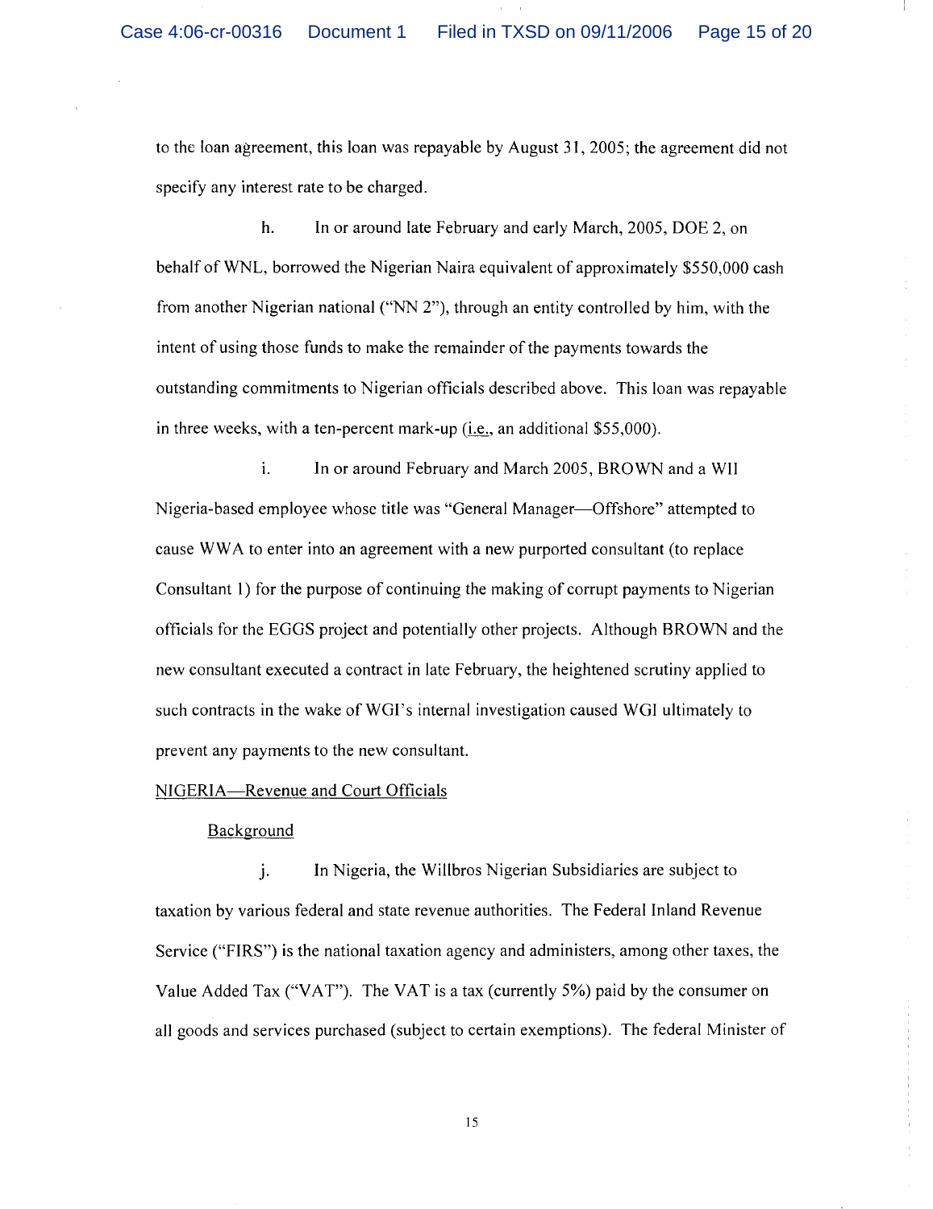to the loan agreement, this loan was repayable by August 31, 2005; the agreement did not specify any interest rate to be charged.

h. In or around late February and early March, 2005, DOE 2, on behalf of WNL, borrowed the Nigerian Naira equivalent of approximately $550,000 cash from another Nigerian national ("NN 2"), through an entity controlled by him, with the intent of using those funds to make the remainder of the payments towards the outstanding commitments to Nigerian officials described above. This loan was repayable in three weeks, with a ten-percent mark-up (i.e., an additional $55,000).

i. In or around February and March 2005, BROWN and a WII Nigeria-based employee whose title was "General Manager—Offshore" attempted to cause WWA to enter into an agreement with a new purported consultant (to replace Consultant 1) for the purpose of continuing the making of corrupt payments to Nigerian officials for the EGGS project and potentially other projects. Although BROWN and the new consultant executed a contract in late February, the heightened scrutiny applied to such contracts in the wake of WGI's internal investigation caused WGI ultimately to prevent any payments to the new consultant.

NIGERIA—Revenue and Court Officials

Background

j. In Nigeria, the Willbros Nigerian Subsidiaries are subject to taxation by various federal and state revenue authorities. The Federal Inland Revenue Service ("FIRS") is the national taxation agency and administers, among other taxes, the Value Added Tax ("VAT"). The VAT is a tax (currently 5%) paid by the consumer on all goods and services purchased (subject to certain exemptions). The federal Minister of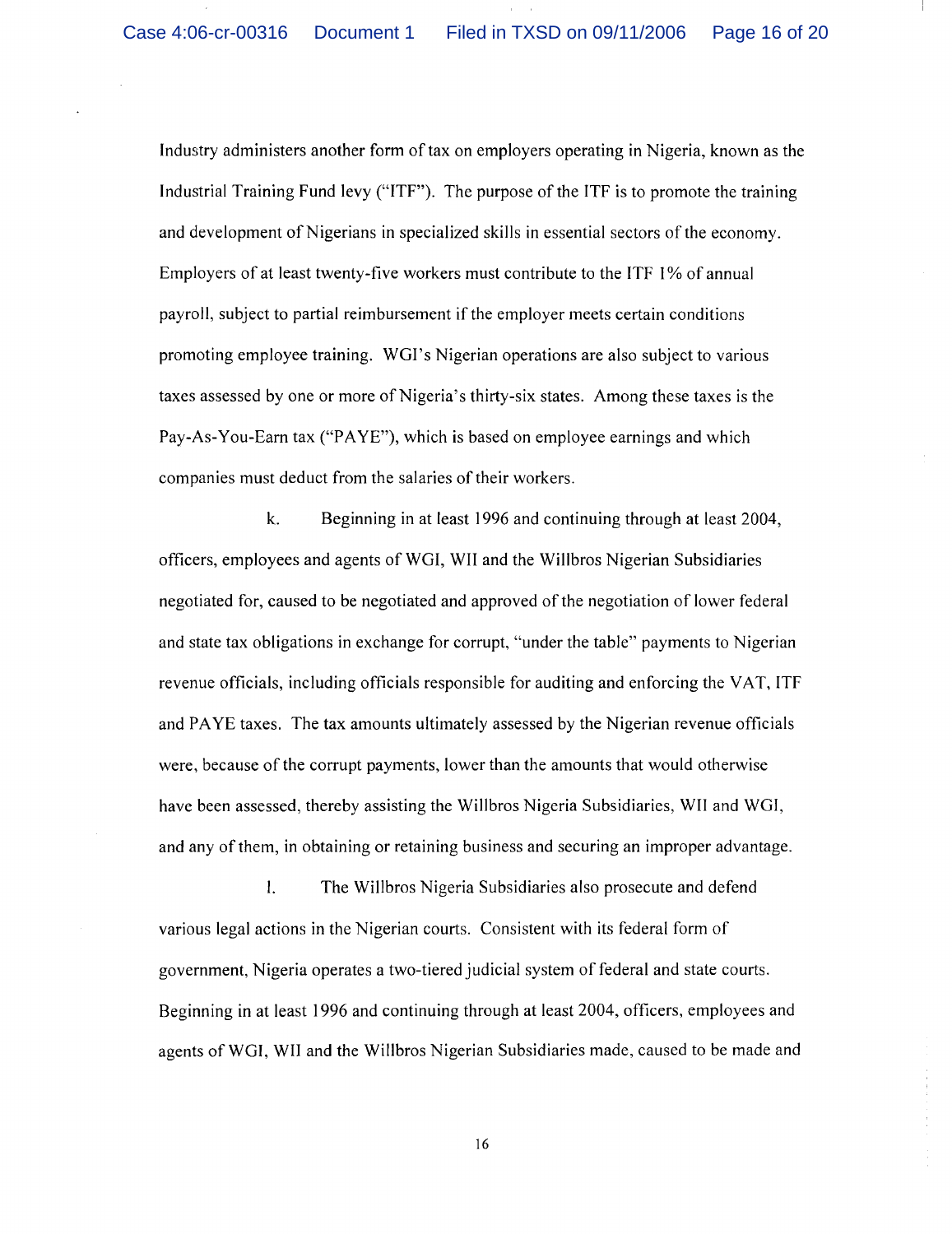Industry administers another form of tax on employers operating in Nigeria, known as the Industrial Training Fund levy ("ITF"). The purpose of the ITF is to promote the training and development of Nigerians in specialized skills in essential sectors of the economy. Employers of at least twenty-five workers must contribute to the ITF 1% of annual payroll, subject to partial reimbursement if the employer meets certain conditions promoting employee training. WGI's Nigerian operations are also subject to various taxes assessed by one or more of Nigeria's thirty-six states. Among these taxes is the Pay-As-You-Earn tax ("PAYE"), which is based on employee earnings and which companies must deduct from the salaries of their workers.

k. Beginning in at least 1996 and continuing through at least 2004, officers, employees and agents of WGI, WII and the Willbros Nigerian Subsidiaries negotiated for, caused to be negotiated and approved of the negotiation of lower federal and state tax obligations in exchange for corrupt, "under the table" payments to Nigerian revenue officials, including officials responsible for auditing and enforcing the VAT, ITF and PAYE taxes. The tax amounts ultimately assessed by the Nigerian revenue officials were, because of the corrupt payments, lower than the amounts that would otherwise have been assessed, thereby assisting the Willbros Nigeria Subsidiaries, WII and WGI, and any of them, in obtaining or retaining business and securing an improper advantage.

l. The Willbros Nigeria Subsidiaries also prosecute and defend various legal actions in the Nigerian courts. Consistent with its federal form of government, Nigeria operates a two-tiered judicial system of federal and state courts. Beginning in at least 1996 and continuing through at least 2004, officers, employees and agents of WGI, WII and the Willbros Nigerian Subsidiaries made, caused to be made and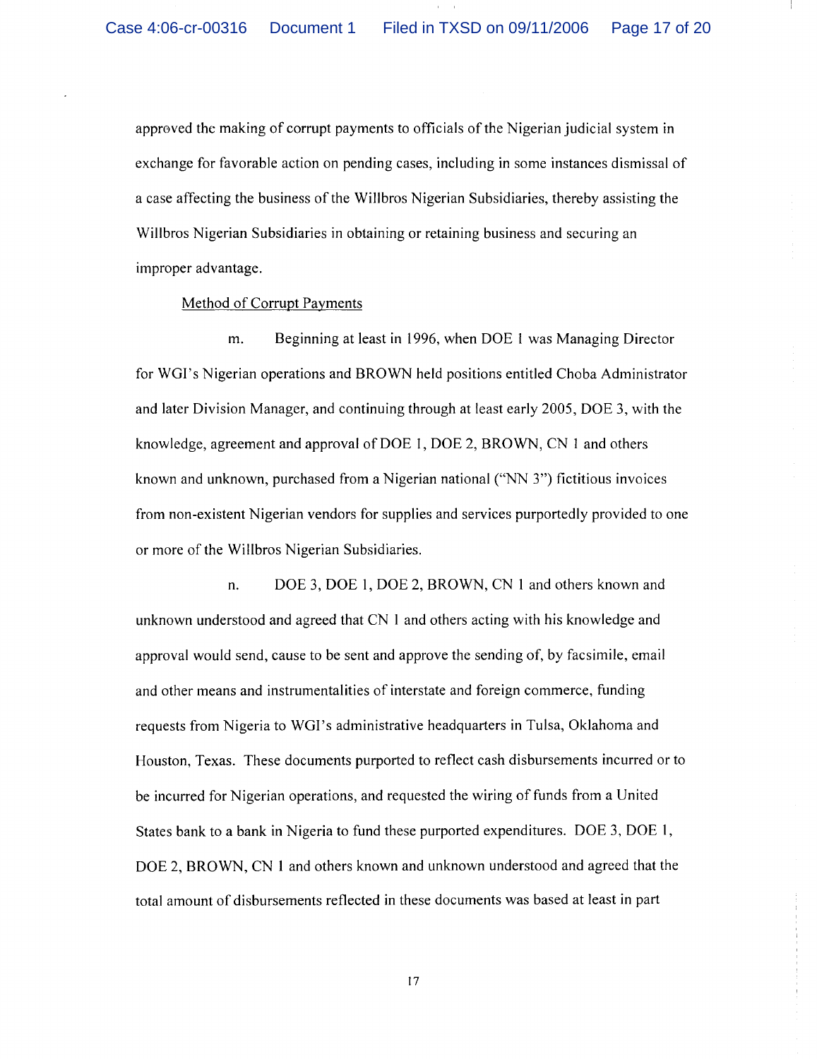approved the making of corrupt payments to officials of the Nigerian judicial system in exchange for favorable action on pending cases, including in some instances dismissal of a case affecting the business of the Willbros Nigerian Subsidiaries, thereby assisting the Willbros Nigerian Subsidiaries in obtaining or retaining business and securing an improper advantage.

<u>Method of Corrupt Payments</u>

m. Beginning at least in 1996, when DOE 1 was Managing Director for WGI's Nigerian operations and BROWN held positions entitled Choba Administrator and later Division Manager, and continuing through at least early 2005, DOE 3, with the knowledge, agreement and approval of DOE 1, DOE 2, BROWN, CN 1 and others known and unknown, purchased from a Nigerian national ("NN 3") fictitious invoices from non-existent Nigerian vendors for supplies and services purportedly provided to one or more of the Willbros Nigerian Subsidiaries.

n. DOE 3, DOE 1, DOE 2, BROWN, CN 1 and others known and unknown understood and agreed that CN 1 and others acting with his knowledge and approval would send, cause to be sent and approve the sending of, by facsimile, email and other means and instrumentalities of interstate and foreign commerce, funding requests from Nigeria to WGI's administrative headquarters in Tulsa, Oklahoma and Houston, Texas. These documents purported to reflect cash disbursements incurred or to be incurred for Nigerian operations, and requested the wiring of funds from a United States bank to a bank in Nigeria to fund these purported expenditures. DOE 3, DOE 1, DOE 2, BROWN, CN 1 and others known and unknown understood and agreed that the total amount of disbursements reflected in these documents was based at least in part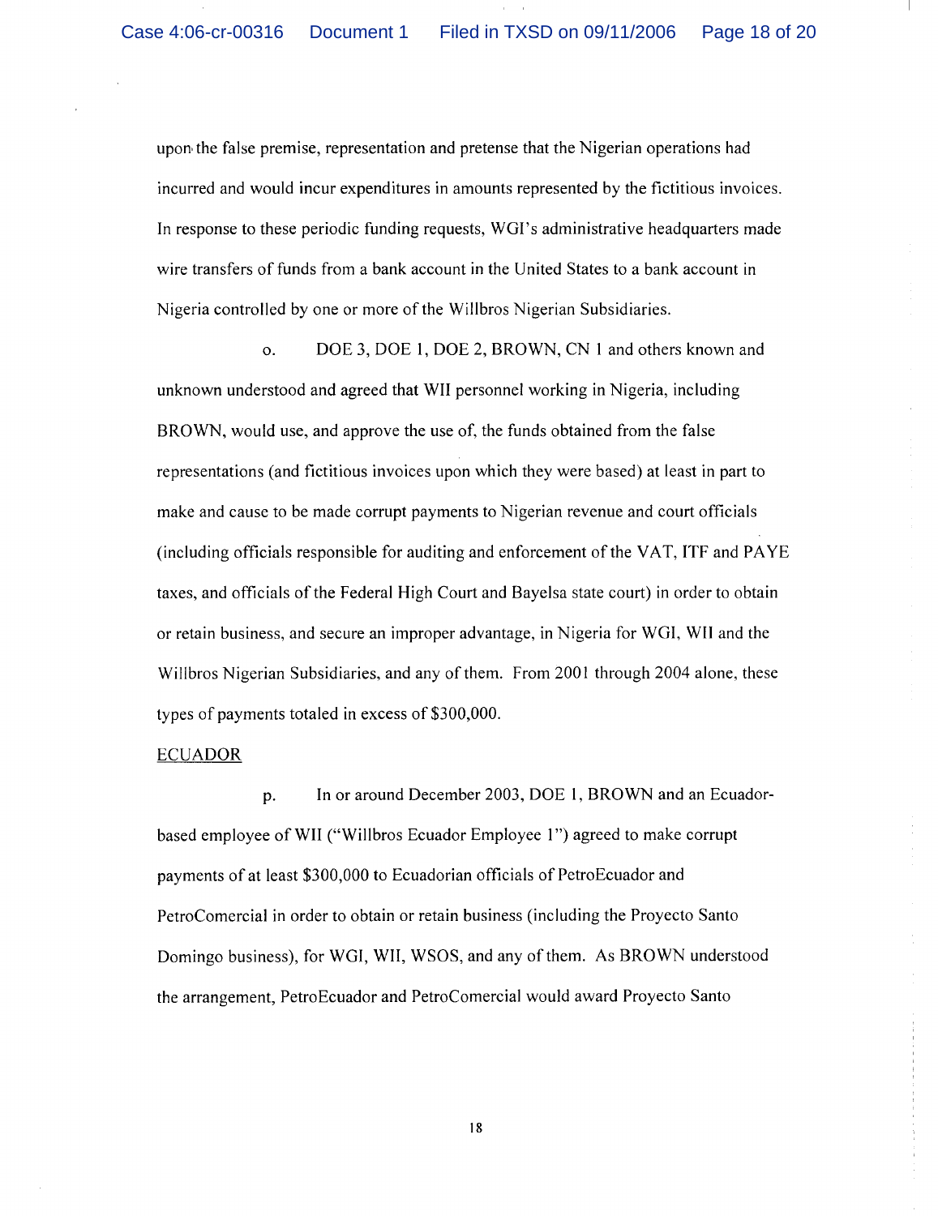upon the false premise, representation and pretense that the Nigerian operations had incurred and would incur expenditures in amounts represented by the fictitious invoices. In response to these periodic funding requests, WGI's administrative headquarters made wire transfers of funds from a bank account in the United States to a bank account in Nigeria controlled by one or more of the Willbros Nigerian Subsidiaries.

o. DOE 3, DOE 1, DOE 2, BROWN, CN 1 and others known and unknown understood and agreed that WII personnel working in Nigeria, including BROWN, would use, and approve the use of, the funds obtained from the false representations (and fictitious invoices upon which they were based) at least in part to make and cause to be made corrupt payments to Nigerian revenue and court officials (including officials responsible for auditing and enforcement of the VAT, ITF and PAYE taxes, and officials of the Federal High Court and Bayelsa state court) in order to obtain or retain business, and secure an improper advantage, in Nigeria for WGI, WII and the Willbros Nigerian Subsidiaries, and any of them. From 2001 through 2004 alone, these types of payments totaled in excess of $300,000.

<u>ECUADOR</u>

p. In or around December 2003, DOE 1, BROWN and an Ecuador-based employee of WII ("Willbros Ecuador Employee 1") agreed to make corrupt payments of at least $300,000 to Ecuadorian officials of PetroEcuador and PetroComercial in order to obtain or retain business (including the Proyecto Santo Domingo business), for WGI, WII, WSOS, and any of them. As BROWN understood the arrangement, PetroEcuador and PetroComercial would award Proyecto Santo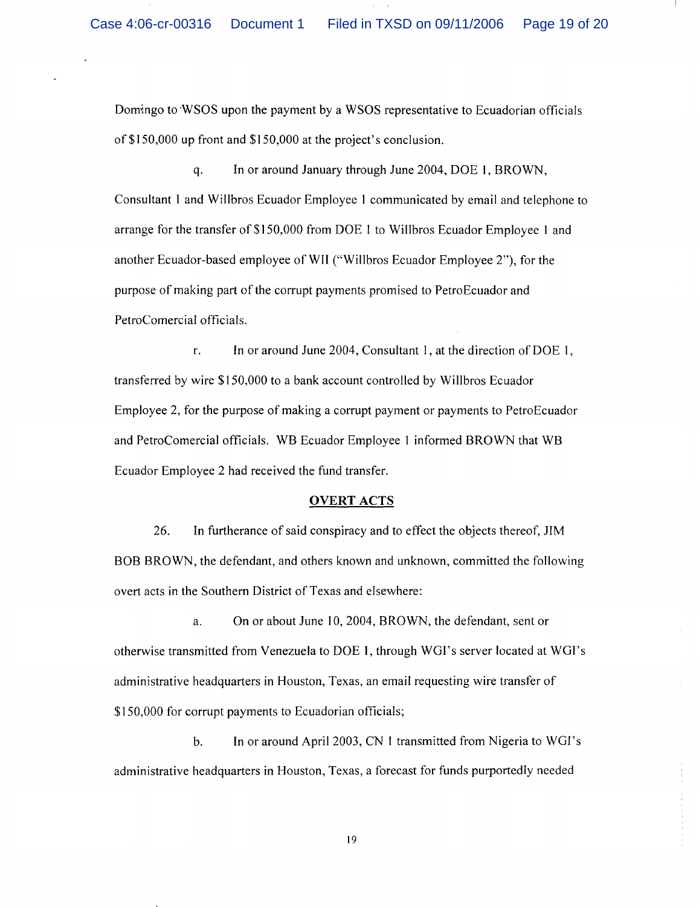Domingo to WSOS upon the payment by a WSOS representative to Ecuadorian officials of $150,000 up front and $150,000 at the project's conclusion.

q. In or around January through June 2004, DOE 1, BROWN, Consultant 1 and Willbros Ecuador Employee 1 communicated by email and telephone to arrange for the transfer of $150,000 from DOE 1 to Willbros Ecuador Employee 1 and another Ecuador-based employee of WII ("Willbros Ecuador Employee 2"), for the purpose of making part of the corrupt payments promised to PetroEcuador and PetroComercial officials.

r. In or around June 2004, Consultant 1, at the direction of DOE 1, transferred by wire $150,000 to a bank account controlled by Willbros Ecuador Employee 2, for the purpose of making a corrupt payment or payments to PetroEcuador and PetroComercial officials. WB Ecuador Employee 1 informed BROWN that WB Ecuador Employee 2 had received the fund transfer.

## OVERT ACTS

26. In furtherance of said conspiracy and to effect the objects thereof, JIM BOB BROWN, the defendant, and others known and unknown, committed the following overt acts in the Southern District of Texas and elsewhere:

a. On or about June 10, 2004, BROWN, the defendant, sent or otherwise transmitted from Venezuela to DOE 1, through WGI's server located at WGI's administrative headquarters in Houston, Texas, an email requesting wire transfer of $150,000 for corrupt payments to Ecuadorian officials;

b. In or around April 2003, CN 1 transmitted from Nigeria to WGI's administrative headquarters in Houston, Texas, a forecast for funds purportedly needed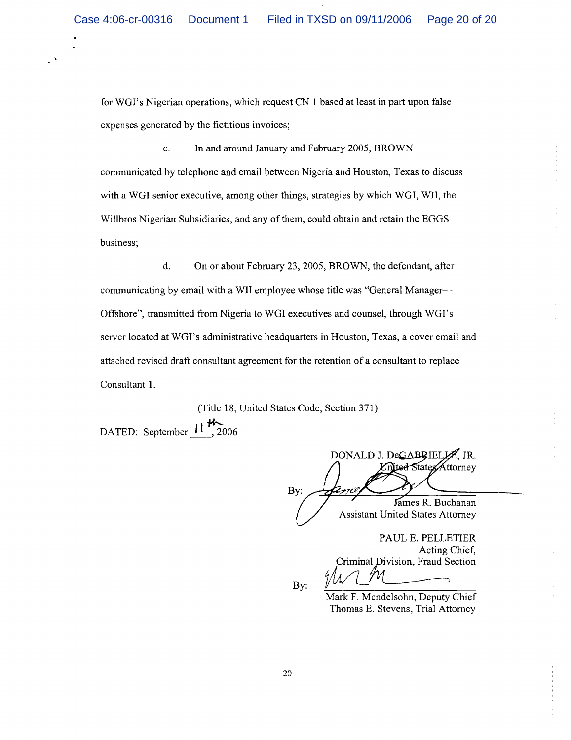for WGI's Nigerian operations, which request CN 1 based at least in part upon false expenses generated by the fictitious invoices;

c. In and around January and February 2005, BROWN communicated by telephone and email between Nigeria and Houston, Texas to discuss with a WGI senior executive, among other things, strategies by which WGI, WII, the Willbros Nigerian Subsidiaries, and any of them, could obtain and retain the EGGS business;

d. On or about February 23, 2005, BROWN, the defendant, after communicating by email with a WII employee whose title was "General Manager—Offshore", transmitted from Nigeria to WGI executives and counsel, through WGI's server located at WGI's administrative headquarters in Houston, Texas, a cover email and attached revised draft consultant agreement for the retention of a consultant to replace Consultant 1.

(Title 18, United States Code, Section 371)

DATED: September 11th, 2006

DONALD J. DeGABRIELLE, JR.
United States Attorney

By: James R. Buchanan
Assistant United States Attorney

PAUL E. PELLETIER
Acting Chief,
Criminal Division, Fraud Section

By: Mark F. Mendelsohn, Deputy Chief
Thomas E. Stevens, Trial Attorney